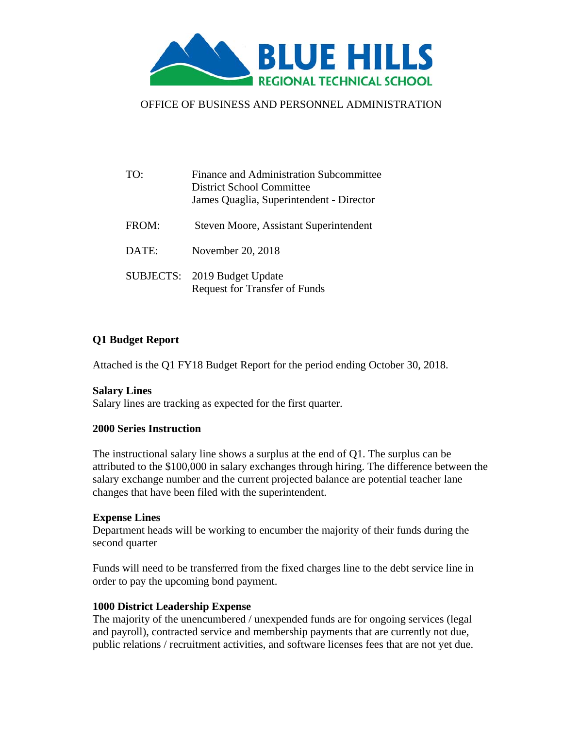BLUE HILLS
REGIONAL TECHNICAL SCHOOL

OFFICE OF BUSINESS AND PERSONNEL ADMINISTRATION

TO: Finance and Administration Subcommittee
District School Committee
James Quaglia, Superintendent - Director

FROM: Steven Moore, Assistant Superintendent

DATE: November 20, 2018

SUBJECTS: 2019 Budget Update
Request for Transfer of Funds

**Q1 Budget Report**

Attached is the Q1 FY18 Budget Report for the period ending October 30, 2018.

**Salary Lines**
Salary lines are tracking as expected for the first quarter.

**2000 Series Instruction**

The instructional salary line shows a surplus at the end of Q1. The surplus can be attributed to the $100,000 in salary exchanges through hiring. The difference between the salary exchange number and the current projected balance are potential teacher lane changes that have been filed with the superintendent.

**Expense Lines**
Department heads will be working to encumber the majority of their funds during the second quarter

Funds will need to be transferred from the fixed charges line to the debt service line in order to pay the upcoming bond payment.

**1000 District Leadership Expense**
The majority of the unencumbered / unexpended funds are for ongoing services (legal and payroll), contracted service and membership payments that are currently not due, public relations / recruitment activities, and software licenses fees that are not yet due.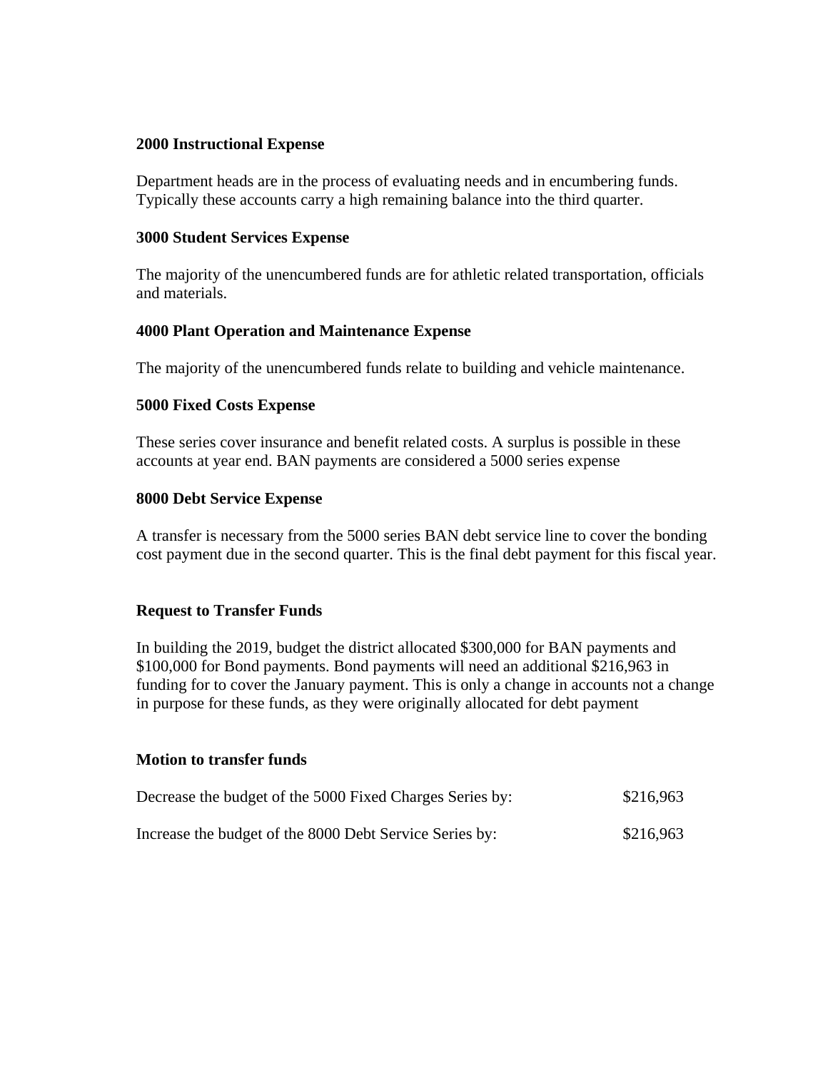**2000 Instructional Expense**

Department heads are in the process of evaluating needs and in encumbering funds. Typically these accounts carry a high remaining balance into the third quarter.

**3000 Student Services Expense**

The majority of the unencumbered funds are for athletic related transportation, officials and materials.

**4000 Plant Operation and Maintenance Expense**

The majority of the unencumbered funds relate to building and vehicle maintenance.

**5000 Fixed Costs Expense**

These series cover insurance and benefit related costs. A surplus is possible in these accounts at year end. BAN payments are considered a 5000 series expense

**8000 Debt Service Expense**

A transfer is necessary from the 5000 series BAN debt service line to cover the bonding cost payment due in the second quarter. This is the final debt payment for this fiscal year.

**Request to Transfer Funds**

In building the 2019, budget the district allocated $300,000 for BAN payments and $100,000 for Bond payments. Bond payments will need an additional $216,963 in funding for to cover the January payment. This is only a change in accounts not a change in purpose for these funds, as they were originally allocated for debt payment

**Motion to transfer funds**

| | |
|---|---|
| Decrease the budget of the 5000 Fixed Charges Series by: | $216,963 |
| Increase the budget of the 8000 Debt Service Series by: | $216,963 |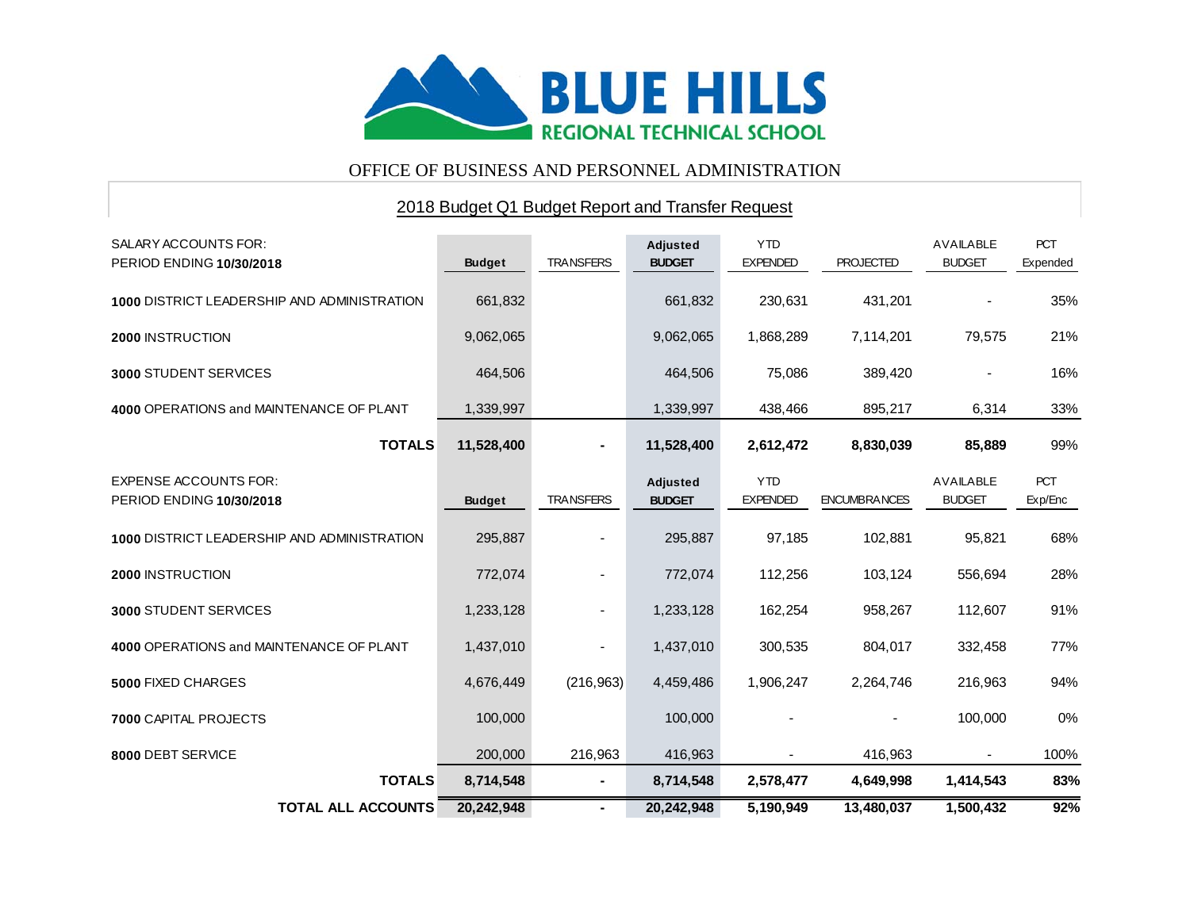BLUE HILLS REGIONAL TECHNICAL SCHOOL

OFFICE OF BUSINESS AND PERSONNEL ADMINISTRATION

## 2018 Budget Q1 Budget Report and Transfer Request

| SALARY ACCOUNTS FOR: PERIOD ENDING **10/30/2018** | **Budget** | TRANSFERS | **Adjusted BUDGET** | YTD EXPENDED | PROJECTED | AVAILABLE BUDGET | PCT Expended |
|---|---|---|---|---|---|---|---|
| **1000** DISTRICT LEADERSHIP AND ADMINISTRATION | 661,832 | | 661,832 | 230,631 | 431,201 | - | 35% |
| **2000** INSTRUCTION | 9,062,065 | | 9,062,065 | 1,868,289 | 7,114,201 | 79,575 | 21% |
| **3000** STUDENT SERVICES | 464,506 | | 464,506 | 75,086 | 389,420 | - | 16% |
| **4000** OPERATIONS and MAINTENANCE OF PLANT | 1,339,997 | | 1,339,997 | 438,466 | 895,217 | 6,314 | 33% |
| **TOTALS** | **11,528,400** | **-** | **11,528,400** | **2,612,472** | **8,830,039** | **85,889** | 99% |

| EXPENSE ACCOUNTS FOR: PERIOD ENDING **10/30/2018** | **Budget** | TRANSFERS | **Adjusted BUDGET** | YTD EXPENDED | ENCUMBRANCES | AVAILABLE BUDGET | PCT Exp/Enc |
|---|---|---|---|---|---|---|---|
| **1000** DISTRICT LEADERSHIP AND ADMINISTRATION | 295,887 | - | 295,887 | 97,185 | 102,881 | 95,821 | 68% |
| **2000** INSTRUCTION | 772,074 | - | 772,074 | 112,256 | 103,124 | 556,694 | 28% |
| **3000** STUDENT SERVICES | 1,233,128 | - | 1,233,128 | 162,254 | 958,267 | 112,607 | 91% |
| **4000** OPERATIONS and MAINTENANCE OF PLANT | 1,437,010 | - | 1,437,010 | 300,535 | 804,017 | 332,458 | 77% |
| **5000** FIXED CHARGES | 4,676,449 | (216,963) | 4,459,486 | 1,906,247 | 2,264,746 | 216,963 | 94% |
| **7000** CAPITAL PROJECTS | 100,000 | | 100,000 | - | - | 100,000 | 0% |
| **8000** DEBT SERVICE | 200,000 | 216,963 | 416,963 | - | 416,963 | - | 100% |
| **TOTALS** | **8,714,548** | **-** | **8,714,548** | **2,578,477** | **4,649,998** | **1,414,543** | **83%** |
| **TOTAL ALL ACCOUNTS** | **20,242,948** | **-** | **20,242,948** | **5,190,949** | **13,480,037** | **1,500,432** | **92%** |